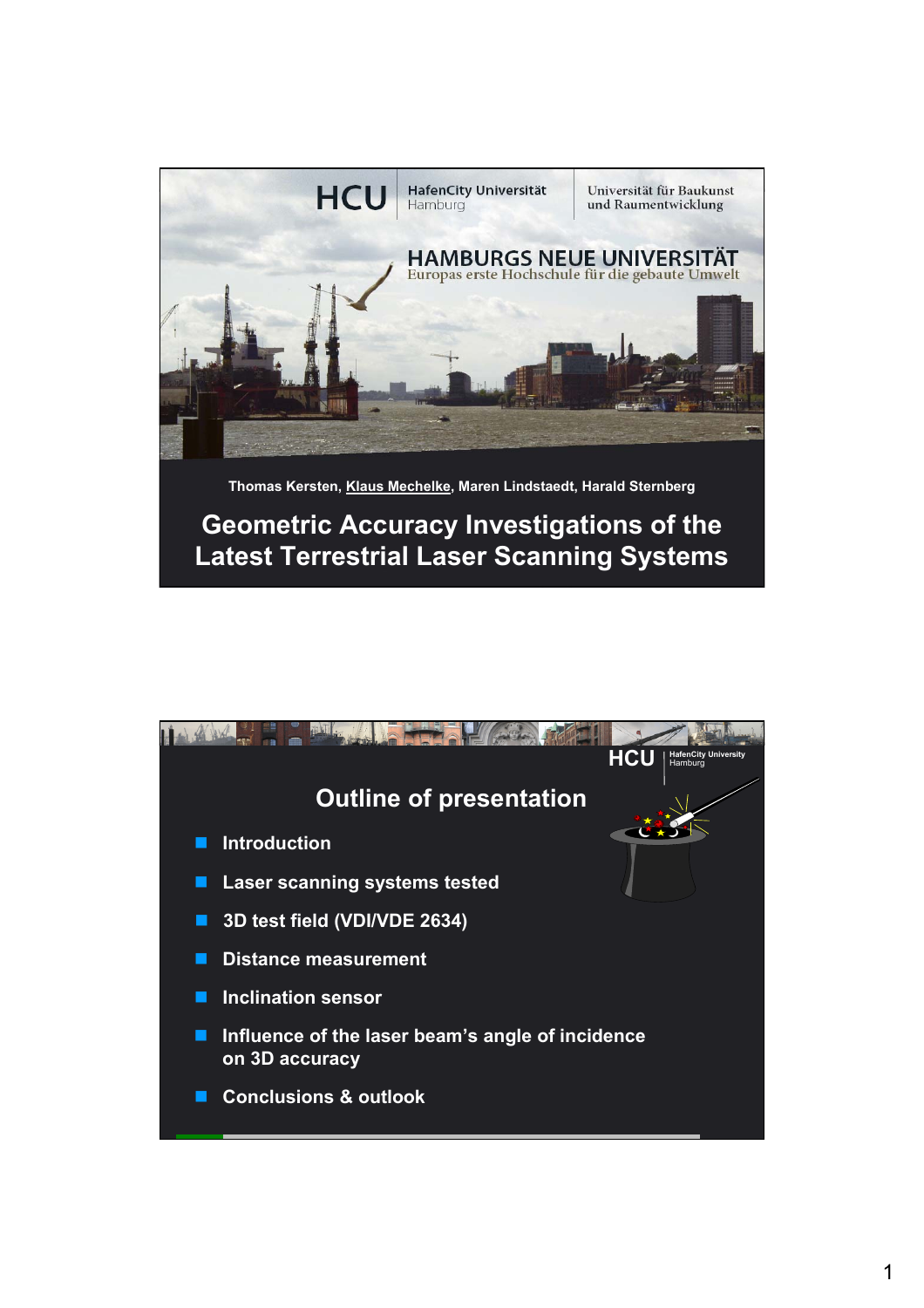HCU | HafenCity Universität Hamburg | Universität für Baukunst und Raumentwicklung

HAMBURGS NEUE UNIVERSITÄT
Europas erste Hochschule für die gebaute Umwelt

Thomas Kersten, Klaus Mechelke, Maren Lindstaedt, Harald Sternberg

# Geometric Accuracy Investigations of the Latest Terrestrial Laser Scanning Systems

---

HCU | HafenCity University Hamburg

## Outline of presentation

- Introduction
- Laser scanning systems tested
- 3D test field (VDI/VDE 2634)
- Distance measurement
- Inclination sensor
- Influence of the laser beam's angle of incidence on 3D accuracy
- Conclusions & outlook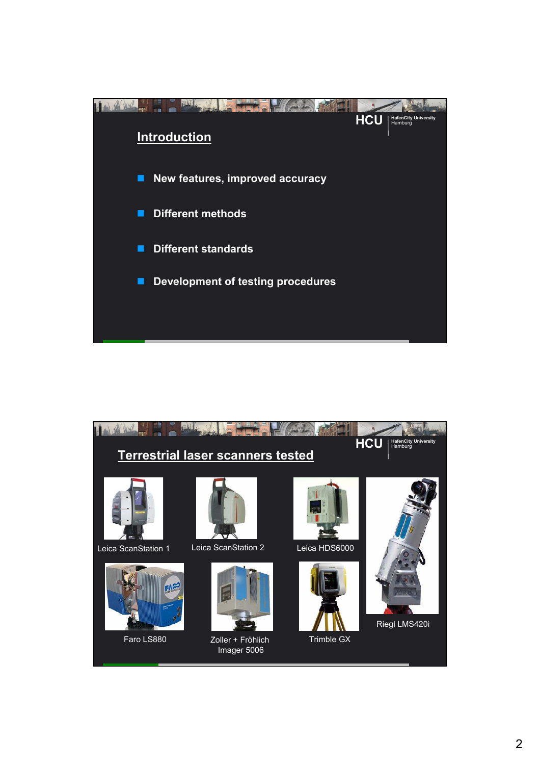## Introduction

- New features, improved accuracy
- Different methods
- Different standards
- Development of testing procedures

## Terrestrial laser scanners tested

Leica ScanStation 1

Leica ScanStation 2

Leica HDS6000

Riegl LMS420i

Faro LS880

Zoller + Fröhlich Imager 5006

Trimble GX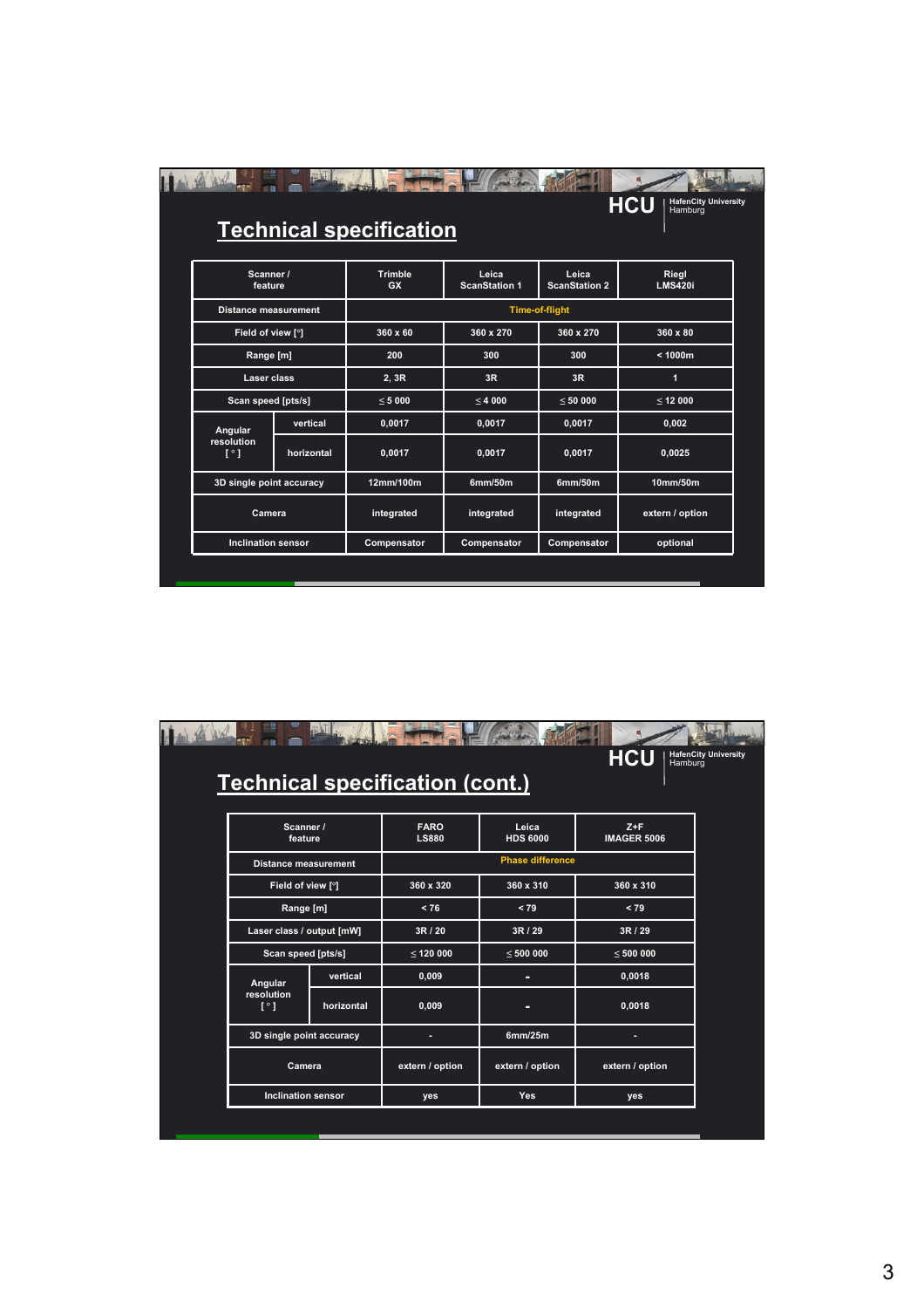## Technical specification

| Scanner / feature | | Trimble GX | Leica ScanStation 1 | Leica ScanStation 2 | Riegl LMS420i |
|---|---|---|---|---|---|
| Distance measurement | | Time-of-flight | | | |
| Field of view [°] | | 360 x 60 | 360 x 270 | 360 x 270 | 360 x 80 |
| Range [m] | | 200 | 300 | 300 | < 1000m |
| Laser class | | 2, 3R | 3R | 3R | 1 |
| Scan speed [pts/s] | | ≤ 5 000 | ≤ 4 000 | ≤ 50 000 | ≤ 12 000 |
| Angular resolution [ ° ] | vertical | 0,0017 | 0,0017 | 0,0017 | 0,002 |
| | horizontal | 0,0017 | 0,0017 | 0,0017 | 0,0025 |
| 3D single point accuracy | | 12mm/100m | 6mm/50m | 6mm/50m | 10mm/50m |
| Camera | | integrated | integrated | integrated | extern / option |
| Inclination sensor | | Compensator | Compensator | Compensator | optional |

## Technical specification (cont.)

| Scanner / feature | | FARO LS880 | Leica HDS 6000 | Z+F IMAGER 5006 |
|---|---|---|---|---|
| Distance measurement | | Phase difference | | |
| Field of view [°] | | 360 x 320 | 360 x 310 | 360 x 310 |
| Range [m] | | < 76 | < 79 | < 79 |
| Laser class / output [mW] | | 3R / 20 | 3R / 29 | 3R / 29 |
| Scan speed [pts/s] | | ≤ 120 000 | ≤ 500 000 | ≤ 500 000 |
| Angular resolution [ ° ] | vertical | 0,009 | - | 0,0018 |
| | horizontal | 0,009 | - | 0,0018 |
| 3D single point accuracy | | - | 6mm/25m | - |
| Camera | | extern / option | extern / option | extern / option |
| Inclination sensor | | yes | Yes | yes |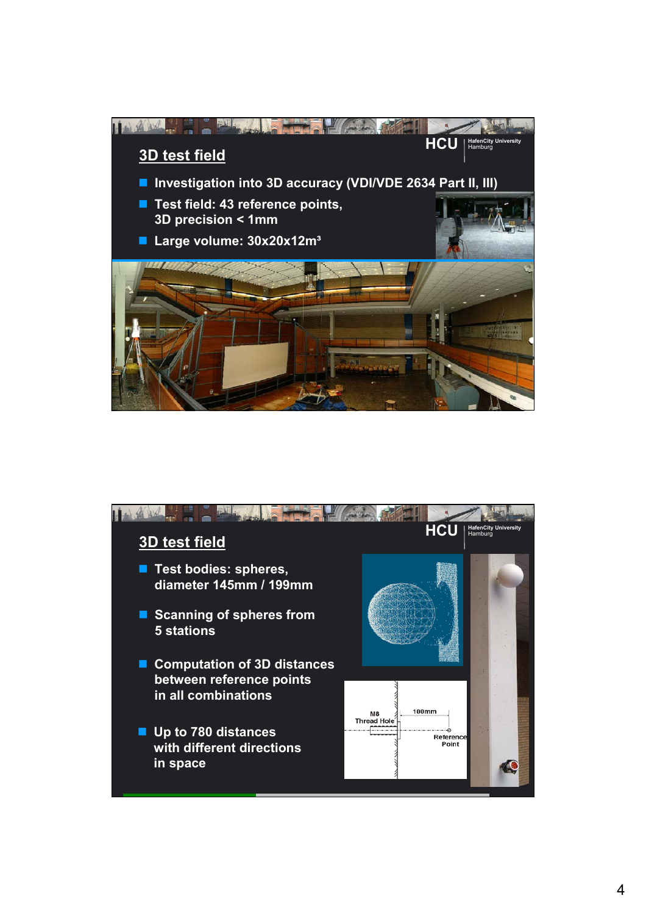## 3D test field

- Investigation into 3D accuracy (VDI/VDE 2634 Part II, III)
- Test field: 43 reference points, 3D precision < 1mm
- Large volume: 30x20x12m³

## 3D test field

- Test bodies: spheres, diameter 145mm / 199mm
- Scanning of spheres from 5 stations
- Computation of 3D distances between reference points in all combinations
- Up to 780 distances with different directions in space

M8 Thread Hole

100mm

Reference Point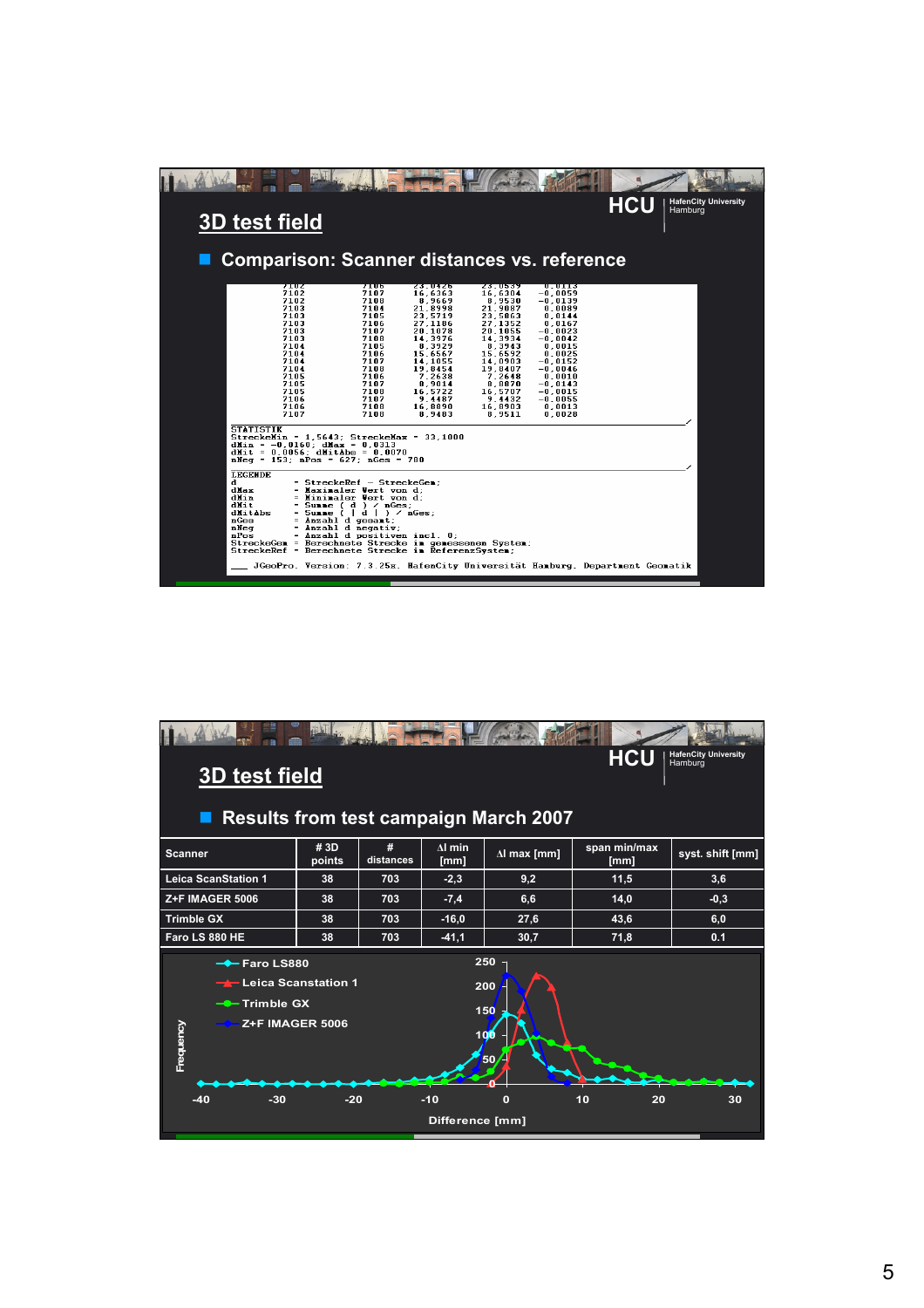## 3D test field

- **Comparison: Scanner distances vs. reference**

```
7102    7106    23,0426   23,0539    0,0113
7102    7107    16,6363   16,6304   -0,0059
7102    7108     8,9669    8,9530   -0,0139
7103    7104    21,8998   21,9087    0,0089
7103    7105    23,5719   23,5863    0,0144
7103    7106    27,1186   27,1352    0,0167
7103    7107    20,1078   20,1055   -0,0023
7103    7108    14,3976   14,3934   -0,0042
7104    7105     8,3929    8,3943    0,0015
7104    7106    15,6567   15,6592    0,0025
7104    7107    14,1055   14,0903   -0,0152
7104    7108    19,8454   19,8407   -0,0046
7105    7106     7,2638    7,2648    0,0010
7105    7107     8,9014    8,8870   -0,0143
7105    7108    16,5722   16,5707   -0,0015
7106    7107     9,4487    9,4432   -0,0055
7106    7108    16,8890   16,8903    0,0013
7107    7108     8,9483    8,9511    0,0028

STATISTIK
StreckeMin = 1,5643; StreckeMax = 33,1000
dMin = -0,0160; dMax = 0,0313
dMit = 0,0056; dMitAbs = 0,0070
nNeg = 153; nPos = 627; nGes = 780

LEGENDE
d          = StreckeRef - StreckeGem;
dMax       = Maximaler Wert von d;
dMin       = Minimaler Wert von d;
dMit       = Summe ( d ) / nGes;
dMitAbs    = Summe ( | d | ) / nGes;
nGes       = Anzahl d gesamt;
nNeg       = Anzahl d negativ;
nPos       = Anzahl d positiven incl. 0;
StreckeGem = Berechnete Strecke im gemessenen System;
StreckeRef = Berechnete Strecke im ReferenzSystem;

JGeoPro. Version: 7.3.25a. HafenCity Universität Hamburg. Department Geomatik
```

## 3D test field

- **Results from test campaign March 2007**

| Scanner | # 3D points | # distances | Δl min [mm] | Δl max [mm] | span min/max [mm] | syst. shift [mm] |
|---|---|---|---|---|---|---|
| Leica ScanStation 1 | 38 | 703 | -2,3 | 9,2 | 11,5 | 3,6 |
| Z+F IMAGER 5006 | 38 | 703 | -7,4 | 6,6 | 14,0 | -0,3 |
| Trimble GX | 38 | 703 | -16,0 | 27,6 | 43,6 | 6,0 |
| Faro LS 880 HE | 38 | 703 | -41,1 | 30,7 | 71,8 | 0.1 |

Legend: Faro LS880, Leica Scanstation 1, Trimble GX, Z+F IMAGER 5006

Frequency vs. Difference [mm]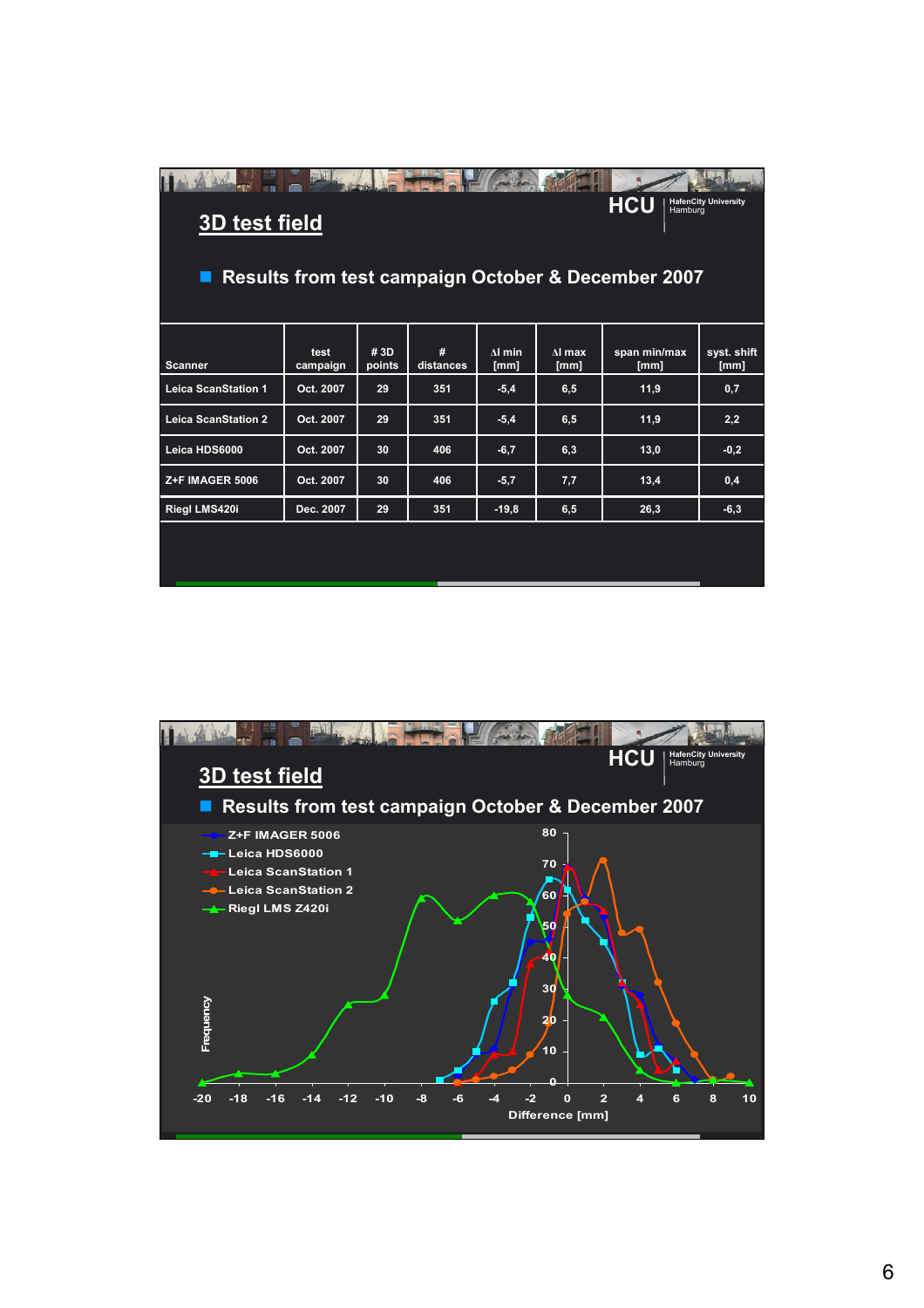## 3D test field

- Results from test campaign October & December 2007

| Scanner | test campaign | # 3D points | # distances | Δl min [mm] | Δl max [mm] | span min/max [mm] | syst. shift [mm] |
|---|---|---|---|---|---|---|---|
| Leica ScanStation 1 | Oct. 2007 | 29 | 351 | -5,4 | 6,5 | 11,9 | 0,7 |
| Leica ScanStation 2 | Oct. 2007 | 29 | 351 | -5,4 | 6,5 | 11,9 | 2,2 |
| Leica HDS6000 | Oct. 2007 | 30 | 406 | -6,7 | 6,3 | 13,0 | -0,2 |
| Z+F IMAGER 5006 | Oct. 2007 | 30 | 406 | -5,7 | 7,7 | 13,4 | 0,4 |
| Riegl LMS420i | Dec. 2007 | 29 | 351 | -19,8 | 6,5 | 26,3 | -6,3 |

## 3D test field

- Results from test campaign October & December 2007

Z+F IMAGER 5006
Leica HDS6000
Leica ScanStation 1
Leica ScanStation 2
Riegl LMS Z420i

Frequency

Difference [mm]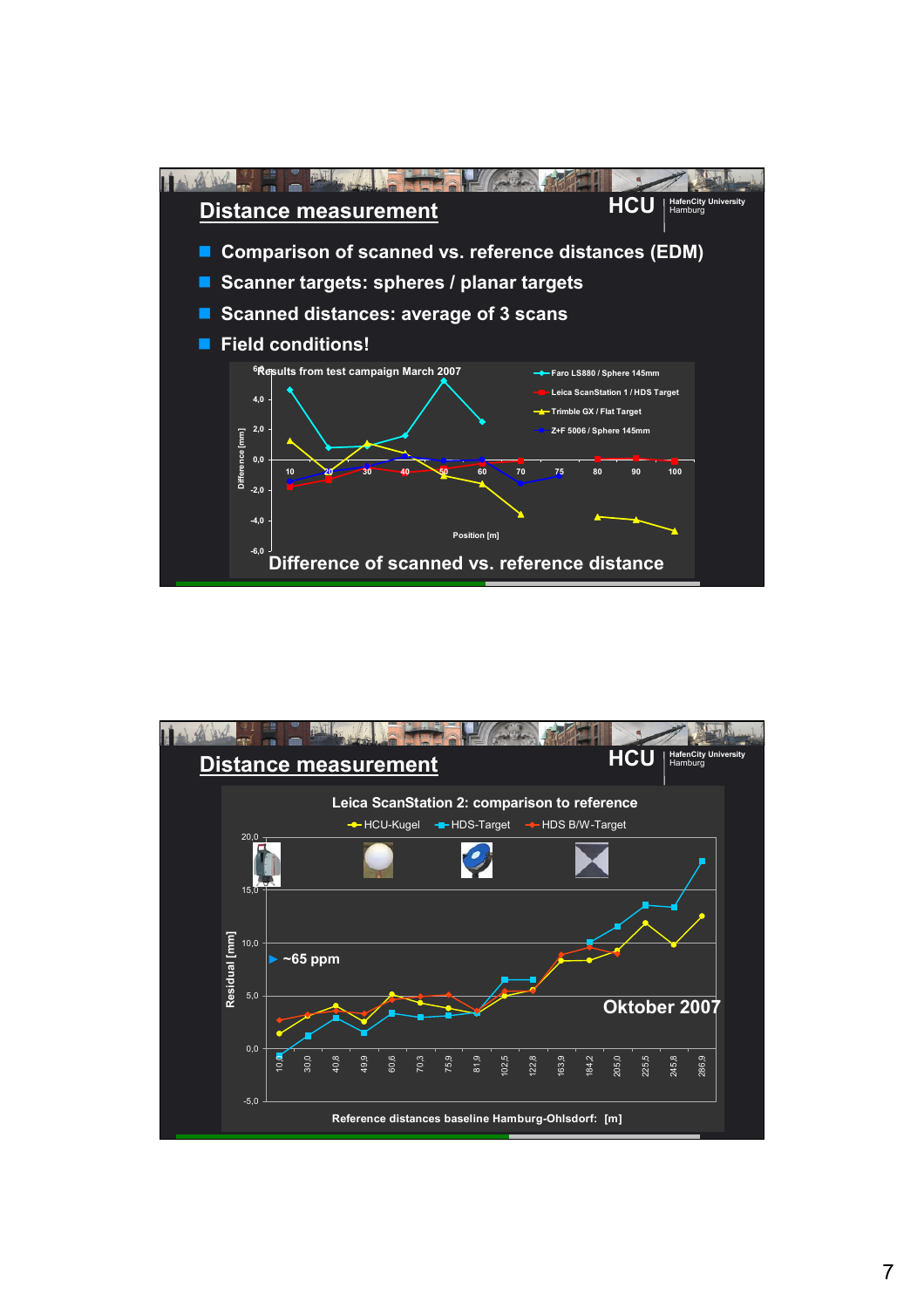## Distance measurement

- Comparison of scanned vs. reference distances (EDM)
- Scanner targets: spheres / planar targets
- Scanned distances: average of 3 scans
- Field conditions!

Results from test campaign March 2007

Faro LS880 / Sphere 145mm
Leica ScanStation 1 / HDS Target
Trimble GX / Flat Target
Z+F 5006 / Sphere 145mm

Difference [mm]

Position [m]

Difference of scanned vs. reference distance

## Distance measurement

Leica ScanStation 2: comparison to reference

HCU-Kugel | HDS-Target | HDS B/W-Target

Residual [mm]

~65 ppm

Oktober 2007

Reference distances baseline Hamburg-Ohlsdorf: [m]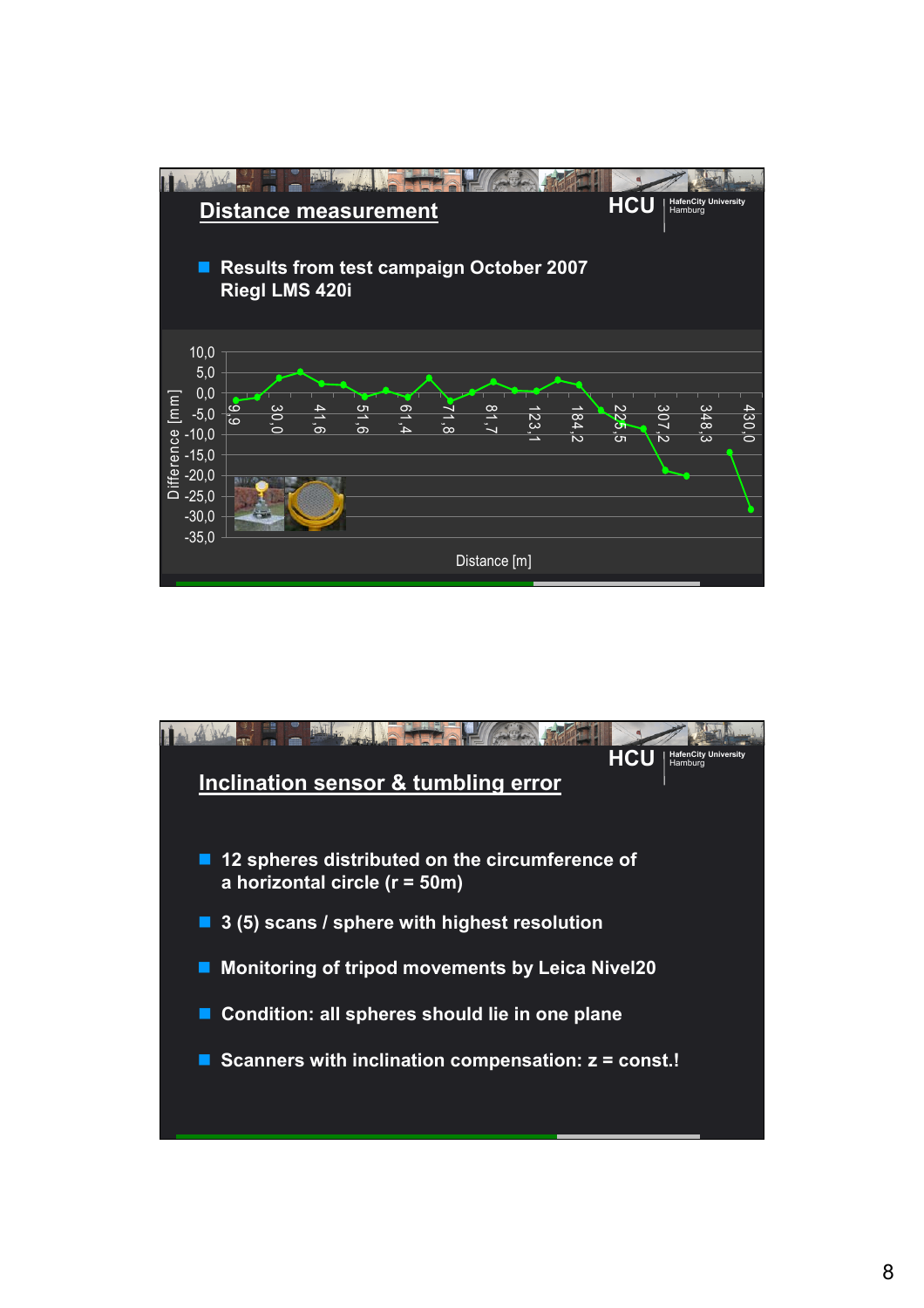## Distance measurement

- **Results from test campaign October 2007 Riegl LMS 420i**

Difference [mm]

10,0
5,0
0,0
-5,0
-10,0
-15,0
-20,0
-25,0
-30,0
-35,0

9,9 30,0 41,6 51,6 61,4 71,8 81,7 123,1 184,2 225,5 307,2 348,3 430,0

Distance [m]

## Inclination sensor & tumbling error

- **12 spheres distributed on the circumference of a horizontal circle (r = 50m)**
- **3 (5) scans / sphere with highest resolution**
- **Monitoring of tripod movements by Leica Nivel20**
- **Condition: all spheres should lie in one plane**
- **Scanners with inclination compensation: z = const.!**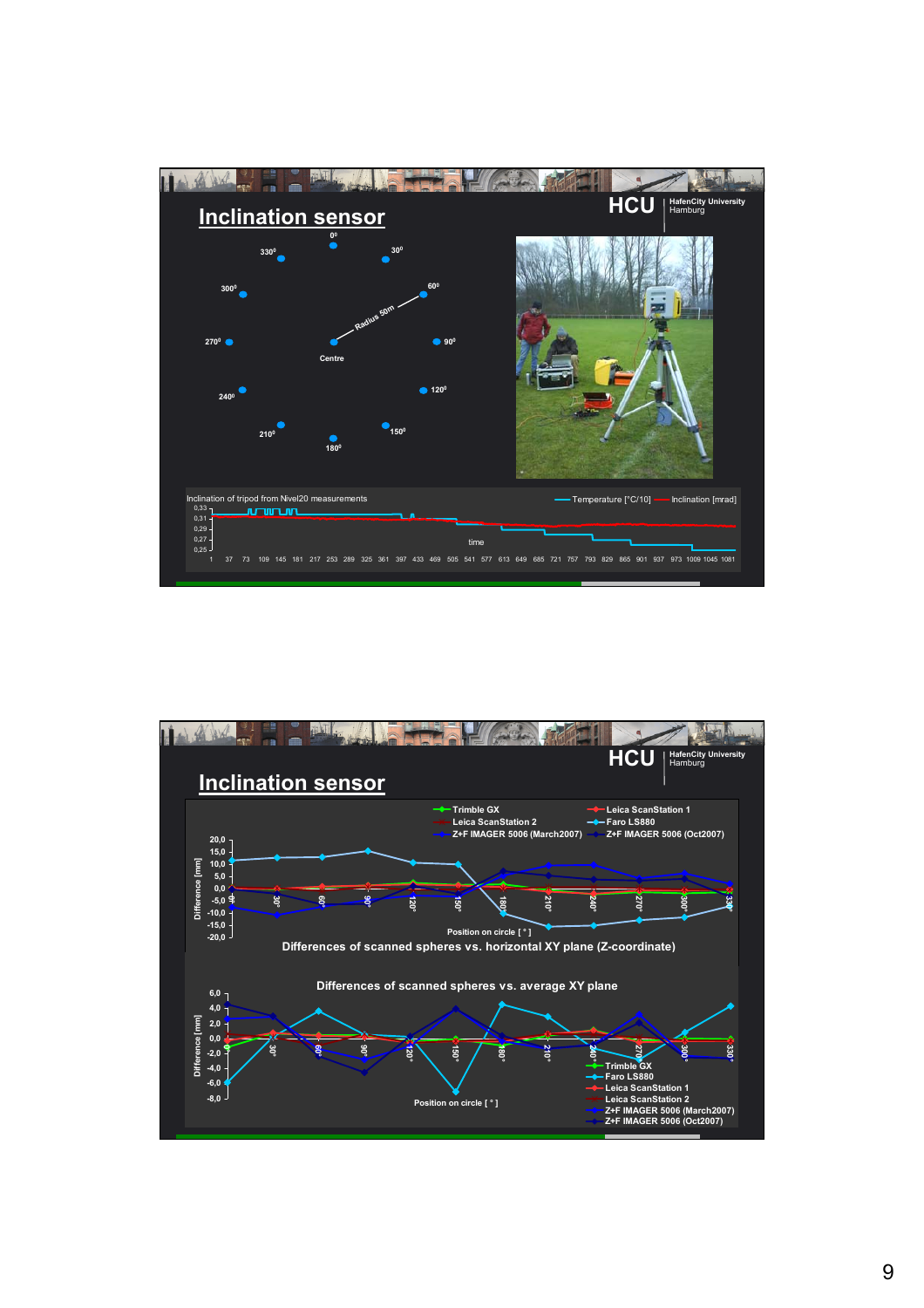## Inclination sensor

HCU | HafenCity University Hamburg

0° 30° 60° 90° 120° 150° 180° 210° 240° 270° 300° 330°

Radius 50m

Centre

Inclination of tripod from Nivel20 measurements

Temperature [°C/10] — Inclination [mrad]

time

## Inclination sensor

HCU | HafenCity University Hamburg

Trimble GX, Leica ScanStation 1, Leica ScanStation 2, Faro LS880, Z+F IMAGER 5006 (March2007), Z+F IMAGER 5006 (Oct2007)

Differences of scanned spheres vs. horizontal XY plane (Z-coordinate)

Differences of scanned spheres vs. average XY plane

Difference [mm]

Position on circle [ ° ]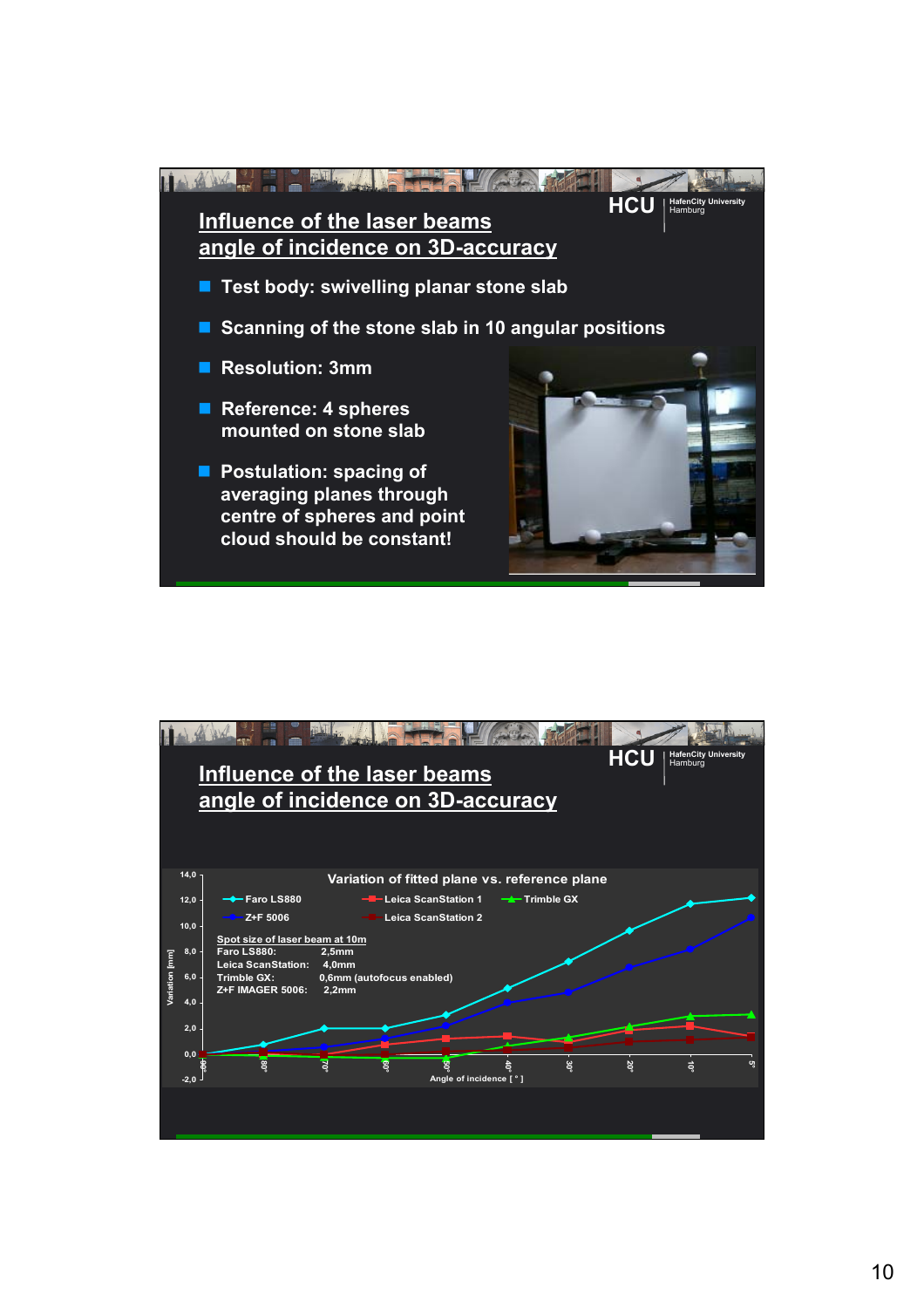## Influence of the laser beams angle of incidence on 3D-accuracy

- Test body: swivelling planar stone slab
- Scanning of the stone slab in 10 angular positions
- Resolution: 3mm
- Reference: 4 spheres mounted on stone slab
- Postulation: spacing of averaging planes through centre of spheres and point cloud should be constant!

## Influence of the laser beams angle of incidence on 3D-accuracy

**Variation of fitted plane vs. reference plane**

Legend: Faro LS880, Leica ScanStation 1, Trimble GX, Z+F 5006, Leica ScanStation 2

Spot size of laser beam at 10m

| | |
|---|---|
| Faro LS880: | 2,5mm |
| Leica ScanStation: | 4,0mm |
| Trimble GX: | 0,6mm (autofocus enabled) |
| Z+F IMAGER 5006: | 2,2mm |

Y-axis: Variation [mm] (-2,0 to 14,0); X-axis: Angle of incidence [ ° ] (90° to 5°)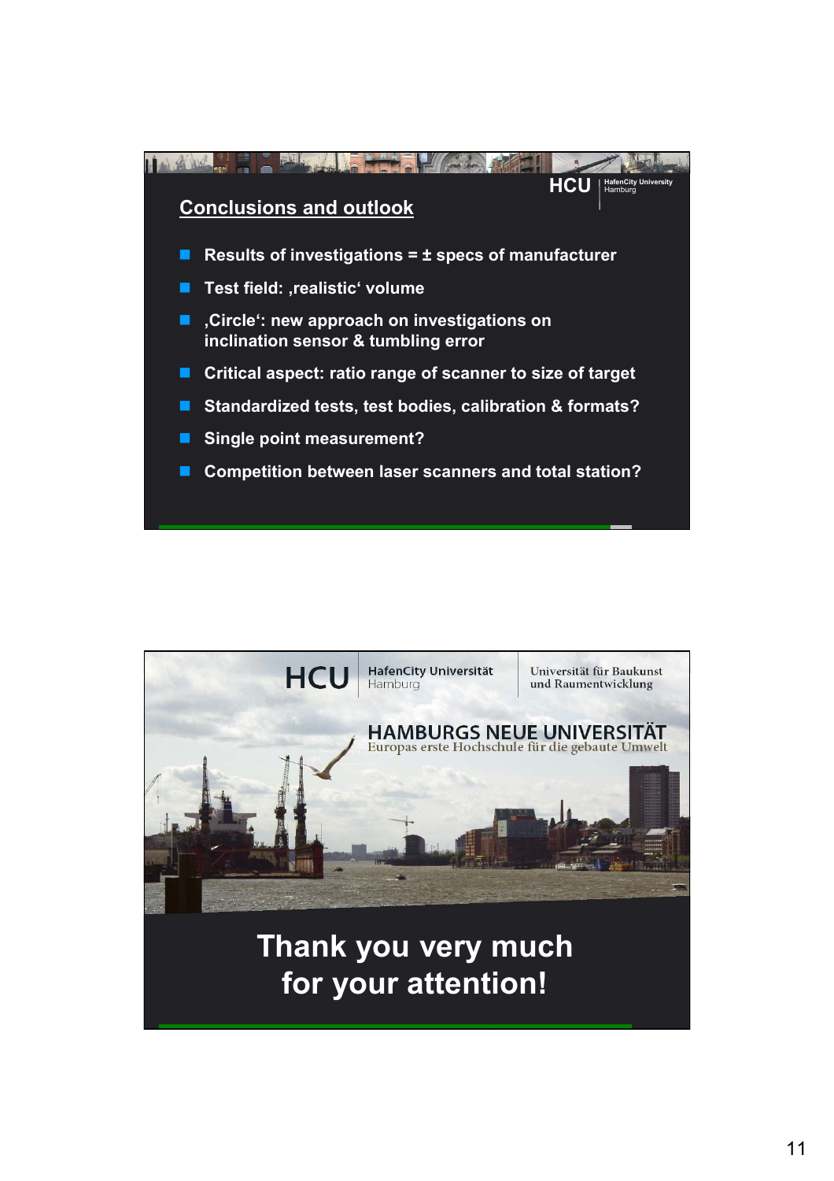HCU HafenCity University Hamburg

## Conclusions and outlook

- Results of investigations = ± specs of manufacturer
- Test field: ‚realistic' volume
- ‚Circle': new approach on investigations on inclination sensor & tumbling error
- Critical aspect: ratio range of scanner to size of target
- Standardized tests, test bodies, calibration & formats?
- Single point measurement?
- Competition between laser scanners and total station?

---

HCU HafenCity Universität Hamburg

Universität für Baukunst und Raumentwicklung

HAMBURGS NEUE UNIVERSITÄT

Europas erste Hochschule für die gebaute Umwelt

**Thank you very much for your attention!**